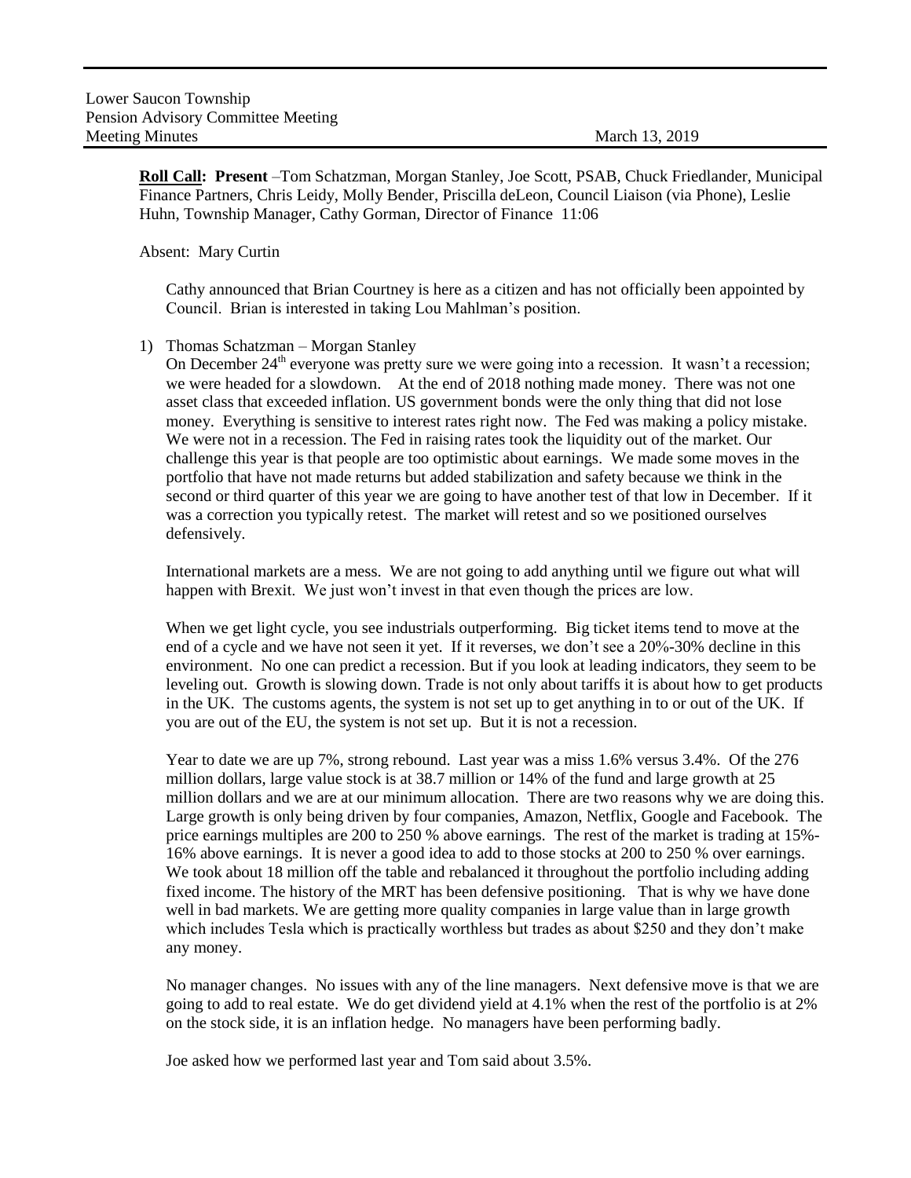Lower Saucon Township
Pension Advisory Committee Meeting
Meeting Minutes March 13, 2019

**Roll Call: Present** –Tom Schatzman, Morgan Stanley, Joe Scott, PSAB, Chuck Friedlander, Municipal Finance Partners, Chris Leidy, Molly Bender, Priscilla deLeon, Council Liaison (via Phone), Leslie Huhn, Township Manager, Cathy Gorman, Director of Finance 11:06

Absent: Mary Curtin

Cathy announced that Brian Courtney is here as a citizen and has not officially been appointed by Council. Brian is interested in taking Lou Mahlman's position.

1) Thomas Schatzman – Morgan Stanley

On December 24th everyone was pretty sure we were going into a recession. It wasn't a recession; we were headed for a slowdown. At the end of 2018 nothing made money. There was not one asset class that exceeded inflation. US government bonds were the only thing that did not lose money. Everything is sensitive to interest rates right now. The Fed was making a policy mistake. We were not in a recession. The Fed in raising rates took the liquidity out of the market. Our challenge this year is that people are too optimistic about earnings. We made some moves in the portfolio that have not made returns but added stabilization and safety because we think in the second or third quarter of this year we are going to have another test of that low in December. If it was a correction you typically retest. The market will retest and so we positioned ourselves defensively.

International markets are a mess. We are not going to add anything until we figure out what will happen with Brexit. We just won't invest in that even though the prices are low.

When we get light cycle, you see industrials outperforming. Big ticket items tend to move at the end of a cycle and we have not seen it yet. If it reverses, we don't see a 20%-30% decline in this environment. No one can predict a recession. But if you look at leading indicators, they seem to be leveling out. Growth is slowing down. Trade is not only about tariffs it is about how to get products in the UK. The customs agents, the system is not set up to get anything in to or out of the UK. If you are out of the EU, the system is not set up. But it is not a recession.

Year to date we are up 7%, strong rebound. Last year was a miss 1.6% versus 3.4%. Of the 276 million dollars, large value stock is at 38.7 million or 14% of the fund and large growth at 25 million dollars and we are at our minimum allocation. There are two reasons why we are doing this. Large growth is only being driven by four companies, Amazon, Netflix, Google and Facebook. The price earnings multiples are 200 to 250 % above earnings. The rest of the market is trading at 15%-16% above earnings. It is never a good idea to add to those stocks at 200 to 250 % over earnings. We took about 18 million off the table and rebalanced it throughout the portfolio including adding fixed income. The history of the MRT has been defensive positioning. That is why we have done well in bad markets. We are getting more quality companies in large value than in large growth which includes Tesla which is practically worthless but trades as about $250 and they don't make any money.

No manager changes. No issues with any of the line managers. Next defensive move is that we are going to add to real estate. We do get dividend yield at 4.1% when the rest of the portfolio is at 2% on the stock side, it is an inflation hedge. No managers have been performing badly.

Joe asked how we performed last year and Tom said about 3.5%.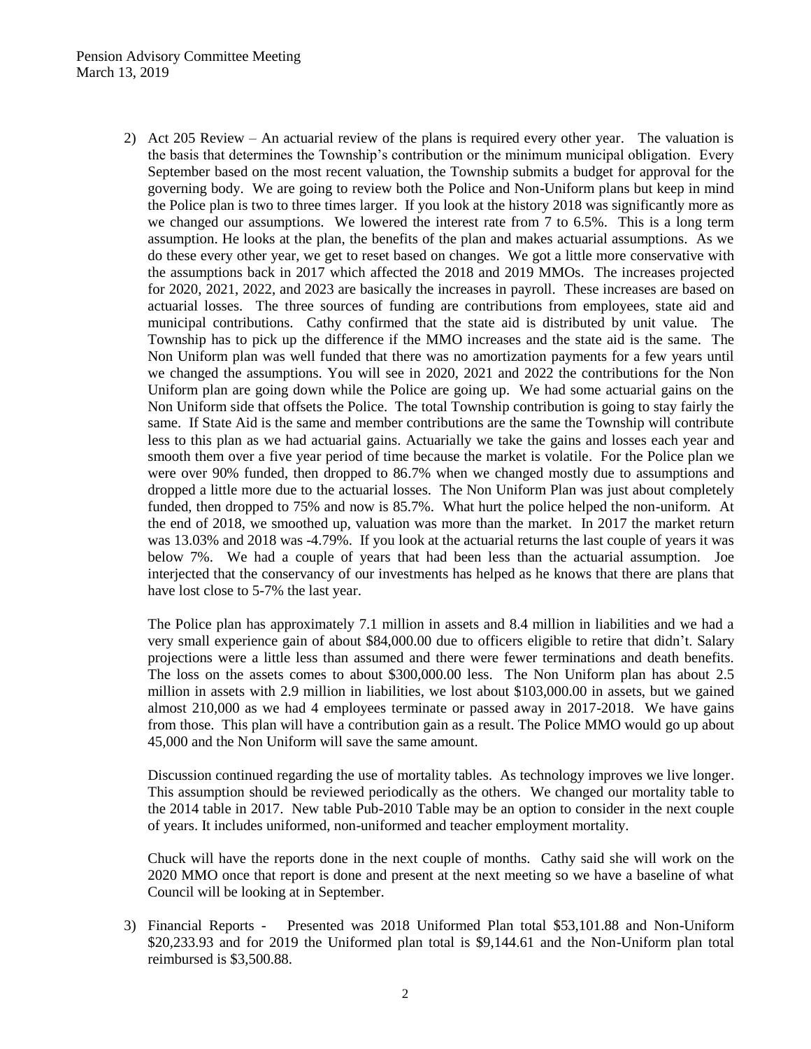2) Act 205 Review – An actuarial review of the plans is required every other year. The valuation is the basis that determines the Township's contribution or the minimum municipal obligation. Every September based on the most recent valuation, the Township submits a budget for approval for the governing body. We are going to review both the Police and Non-Uniform plans but keep in mind the Police plan is two to three times larger. If you look at the history 2018 was significantly more as we changed our assumptions. We lowered the interest rate from 7 to 6.5%. This is a long term assumption. He looks at the plan, the benefits of the plan and makes actuarial assumptions. As we do these every other year, we get to reset based on changes. We got a little more conservative with the assumptions back in 2017 which affected the 2018 and 2019 MMOs. The increases projected for 2020, 2021, 2022, and 2023 are basically the increases in payroll. These increases are based on actuarial losses. The three sources of funding are contributions from employees, state aid and municipal contributions. Cathy confirmed that the state aid is distributed by unit value. The Township has to pick up the difference if the MMO increases and the state aid is the same. The Non Uniform plan was well funded that there was no amortization payments for a few years until we changed the assumptions. You will see in 2020, 2021 and 2022 the contributions for the Non Uniform plan are going down while the Police are going up. We had some actuarial gains on the Non Uniform side that offsets the Police. The total Township contribution is going to stay fairly the same. If State Aid is the same and member contributions are the same the Township will contribute less to this plan as we had actuarial gains. Actuarially we take the gains and losses each year and smooth them over a five year period of time because the market is volatile. For the Police plan we were over 90% funded, then dropped to 86.7% when we changed mostly due to assumptions and dropped a little more due to the actuarial losses. The Non Uniform Plan was just about completely funded, then dropped to 75% and now is 85.7%. What hurt the police helped the non-uniform. At the end of 2018, we smoothed up, valuation was more than the market. In 2017 the market return was 13.03% and 2018 was -4.79%. If you look at the actuarial returns the last couple of years it was below 7%. We had a couple of years that had been less than the actuarial assumption. Joe interjected that the conservancy of our investments has helped as he knows that there are plans that have lost close to 5-7% the last year.

   The Police plan has approximately 7.1 million in assets and 8.4 million in liabilities and we had a very small experience gain of about $84,000.00 due to officers eligible to retire that didn't. Salary projections were a little less than assumed and there were fewer terminations and death benefits. The loss on the assets comes to about $300,000.00 less. The Non Uniform plan has about 2.5 million in assets with 2.9 million in liabilities, we lost about $103,000.00 in assets, but we gained almost 210,000 as we had 4 employees terminate or passed away in 2017-2018. We have gains from those. This plan will have a contribution gain as a result. The Police MMO would go up about 45,000 and the Non Uniform will save the same amount.

   Discussion continued regarding the use of mortality tables. As technology improves we live longer. This assumption should be reviewed periodically as the others. We changed our mortality table to the 2014 table in 2017. New table Pub-2010 Table may be an option to consider in the next couple of years. It includes uniformed, non-uniformed and teacher employment mortality.

   Chuck will have the reports done in the next couple of months. Cathy said she will work on the 2020 MMO once that report is done and present at the next meeting so we have a baseline of what Council will be looking at in September.

3) Financial Reports - Presented was 2018 Uniformed Plan total $53,101.88 and Non-Uniform $20,233.93 and for 2019 the Uniformed plan total is $9,144.61 and the Non-Uniform plan total reimbursed is $3,500.88.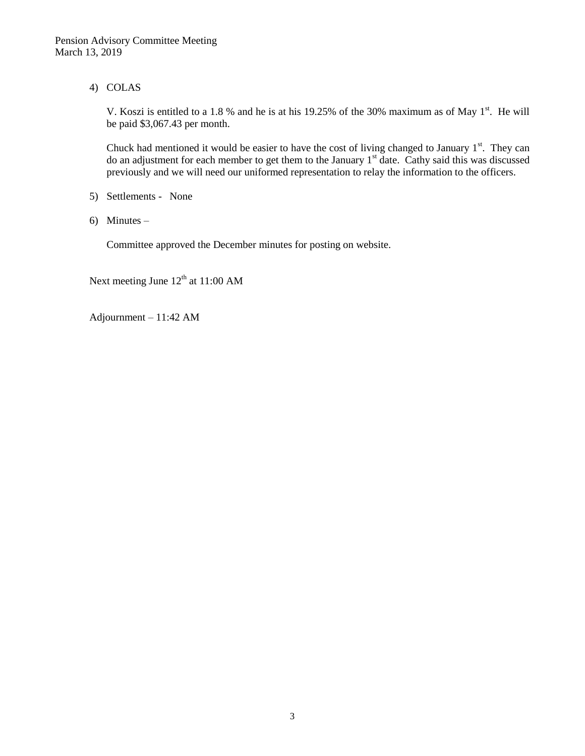4) COLAS

   V. Koszi is entitled to a 1.8 % and he is at his 19.25% of the 30% maximum as of May 1st. He will be paid $3,067.43 per month.

   Chuck had mentioned it would be easier to have the cost of living changed to January 1st. They can do an adjustment for each member to get them to the January 1st date. Cathy said this was discussed previously and we will need our uniformed representation to relay the information to the officers.

5) Settlements - None

6) Minutes –

   Committee approved the December minutes for posting on website.

Next meeting June 12th at 11:00 AM

Adjournment – 11:42 AM